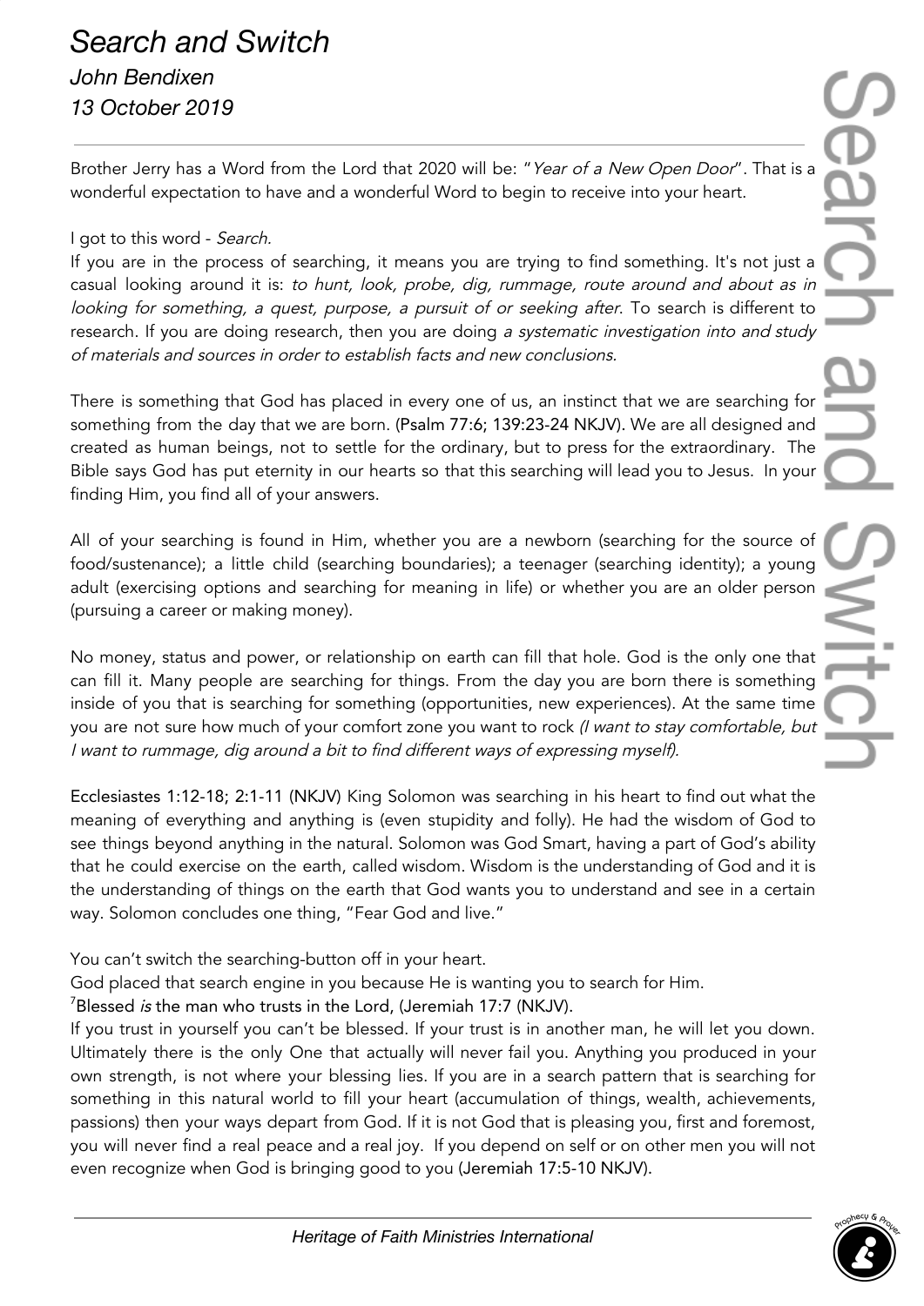# *Search and Switch*

*John Bendixen*

*13 October 2019*

---

Brother Jerry has a Word from the Lord that 2020 will be: "*Year of a New Open Door*". That is a wonderful expectation to have and a wonderful Word to begin to receive into your heart.

I got to this word - *Search.*

If you are in the process of searching, it means you are trying to find something. It's not just a casual looking around it is: *to hunt, look, probe, dig, rummage, route around and about as in looking for something, a quest, purpose, a pursuit of or seeking after.* To search is different to research. If you are doing research, then you are doing *a systematic investigation into and study of materials and sources in order to establish facts and new conclusions*.

There is something that God has placed in every one of us, an instinct that we are searching for something from the day that we are born. (Psalm 77:6; 139:23-24 NKJV). We are all designed and created as human beings, not to settle for the ordinary, but to press for the extraordinary. The Bible says God has put eternity in our hearts so that this searching will lead you to Jesus. In your finding Him, you find all of your answers.

All of your searching is found in Him, whether you are a newborn (searching for the source of food/sustenance); a little child (searching boundaries); a teenager (searching identity); a young adult (exercising options and searching for meaning in life) or whether you are an older person (pursuing a career or making money).

No money, status and power, or relationship on earth can fill that hole. God is the only one that can fill it. Many people are searching for things. From the day you are born there is something inside of you that is searching for something (opportunities, new experiences). At the same time you are not sure how much of your comfort zone you want to rock *(I want to stay comfortable, but I want to rummage, dig around a bit to find different ways of expressing myself).*

Ecclesiastes 1:12-18; 2:1-11 (NKJV) King Solomon was searching in his heart to find out what the meaning of everything and anything is (even stupidity and folly). He had the wisdom of God to see things beyond anything in the natural. Solomon was God Smart, having a part of God's ability that he could exercise on the earth, called wisdom. Wisdom is the understanding of God and it is the understanding of things on the earth that God wants you to understand and see in a certain way. Solomon concludes one thing, "Fear God and live."

You can't switch the searching-button off in your heart.

God placed that search engine in you because He is wanting you to search for Him.

[7]Blessed *is* the man who trusts in the Lord, (Jeremiah 17:7 (NKJV).

If you trust in yourself you can't be blessed. If your trust is in another man, he will let you down. Ultimately there is the only One that actually will never fail you. Anything you produced in your own strength, is not where your blessing lies. If you are in a search pattern that is searching for something in this natural world to fill your heart (accumulation of things, wealth, achievements, passions) then your ways depart from God. If it is not God that is pleasing you, first and foremost, you will never find a real peace and a real joy. If you depend on self or on other men you will not even recognize when God is bringing good to you (Jeremiah 17:5-10 NKJV).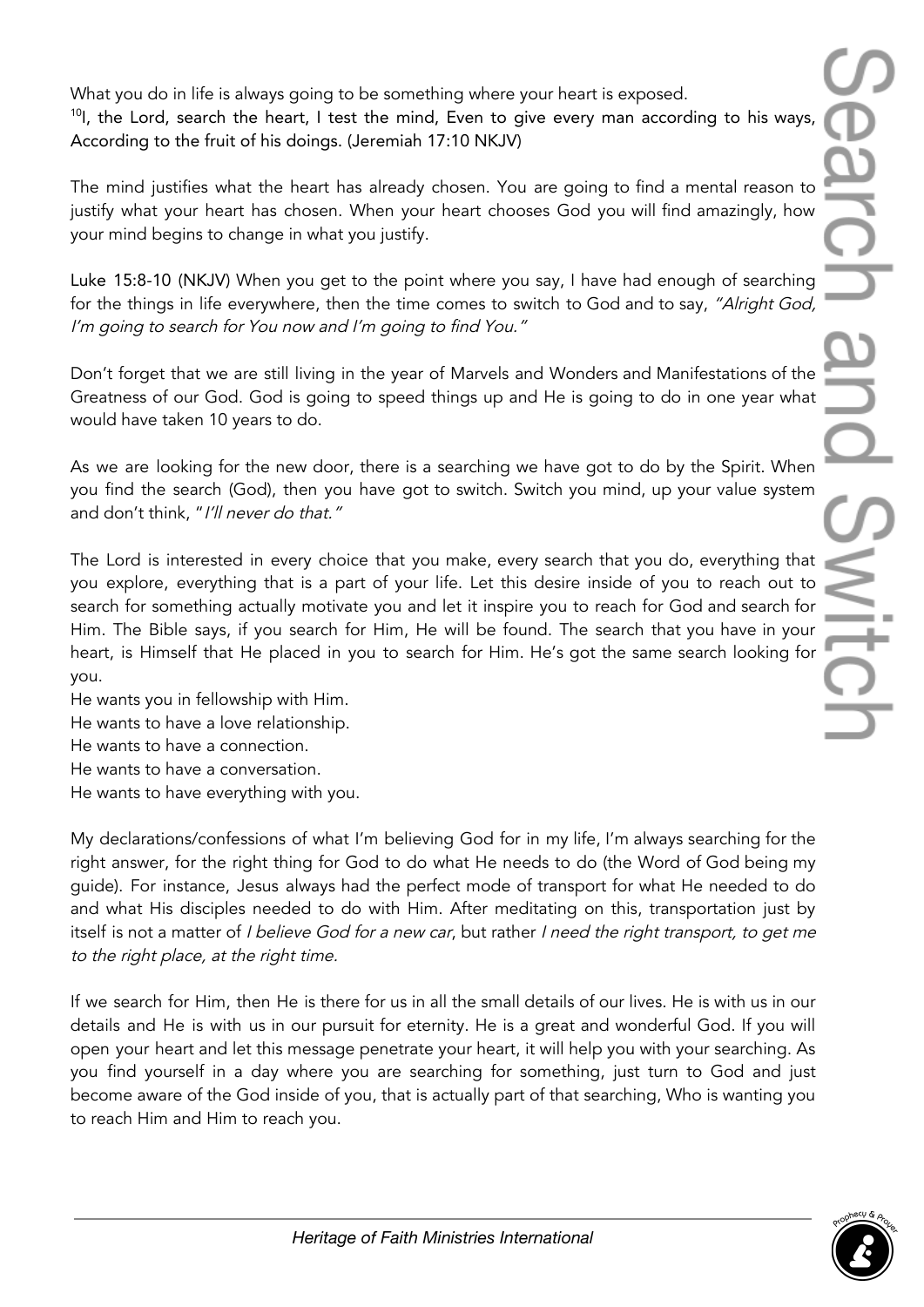What you do in life is always going to be something where your heart is exposed.

[10]I, the Lord, search the heart, I test the mind, Even to give every man according to his ways, According to the fruit of his doings. (Jeremiah 17:10 NKJV)

The mind justifies what the heart has already chosen. You are going to find a mental reason to justify what your heart has chosen. When your heart chooses God you will find amazingly, how your mind begins to change in what you justify.

Luke 15:8-10 (NKJV) When you get to the point where you say, I have had enough of searching for the things in life everywhere, then the time comes to switch to God and to say, *"Alright God, I'm going to search for You now and I'm going to find You."*

Don't forget that we are still living in the year of Marvels and Wonders and Manifestations of the Greatness of our God. God is going to speed things up and He is going to do in one year what would have taken 10 years to do.

As we are looking for the new door, there is a searching we have got to do by the Spirit. When you find the search (God), then you have got to switch. Switch you mind, up your value system and don't think, "*I'll never do that."*

The Lord is interested in every choice that you make, every search that you do, everything that you explore, everything that is a part of your life. Let this desire inside of you to reach out to search for something actually motivate you and let it inspire you to reach for God and search for Him. The Bible says, if you search for Him, He will be found. The search that you have in your heart, is Himself that He placed in you to search for Him. He's got the same search looking for you.

He wants you in fellowship with Him.
He wants to have a love relationship.
He wants to have a connection.
He wants to have a conversation.
He wants to have everything with you.

My declarations/confessions of what I'm believing God for in my life, I'm always searching for the right answer, for the right thing for God to do what He needs to do (the Word of God being my guide). For instance, Jesus always had the perfect mode of transport for what He needed to do and what His disciples needed to do with Him. After meditating on this, transportation just by itself is not a matter of *I believe God for a new car*, but rather *I need the right transport, to get me to the right place, at the right time*.

If we search for Him, then He is there for us in all the small details of our lives. He is with us in our details and He is with us in our pursuit for eternity. He is a great and wonderful God. If you will open your heart and let this message penetrate your heart, it will help you with your searching. As you find yourself in a day where you are searching for something, just turn to God and just become aware of the God inside of you, that is actually part of that searching, Who is wanting you to reach Him and Him to reach you.